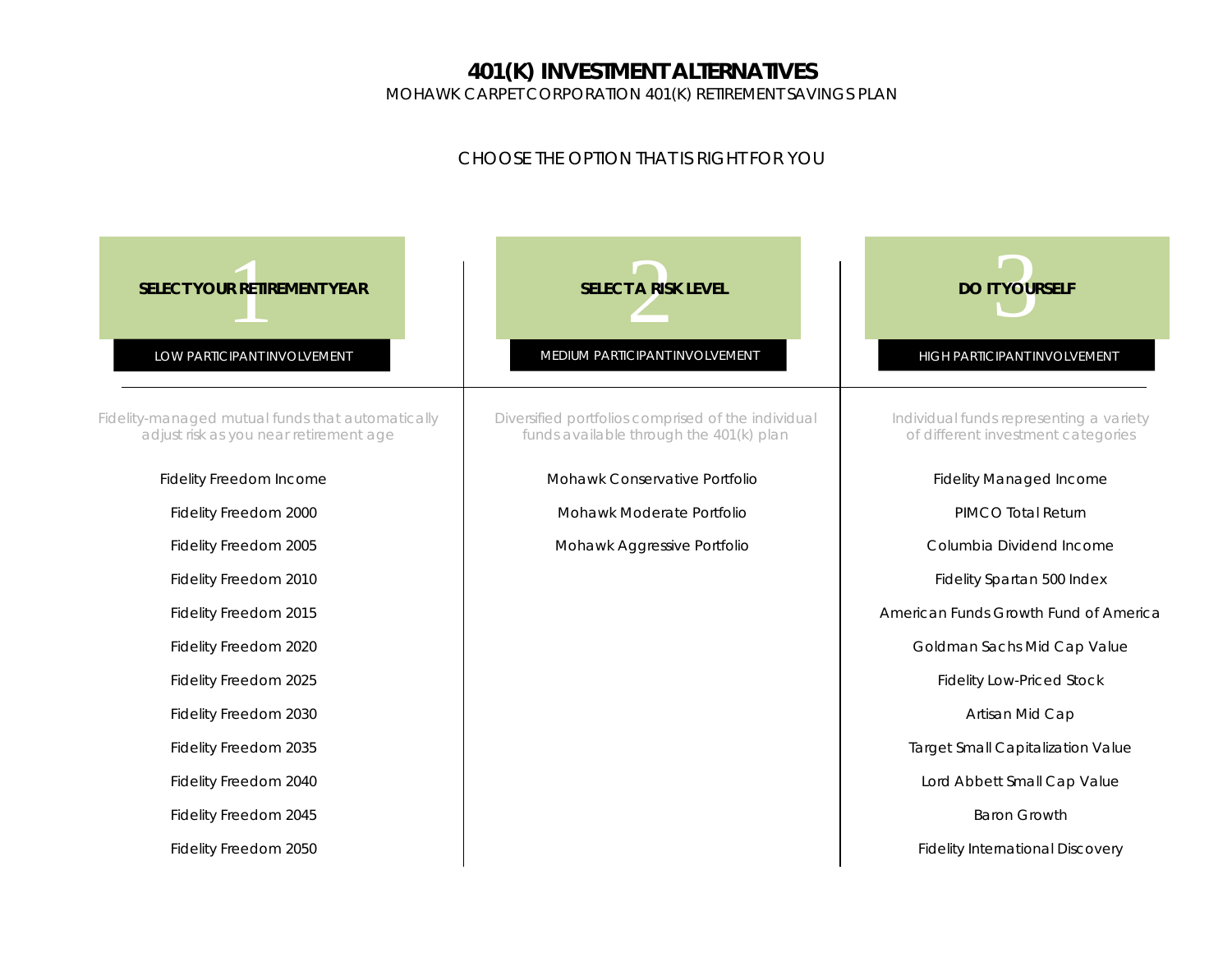# 401(K) INVESTMENT ALTERNATIVES

MOHAWK CARPET CORPORATION 401(K) RETIREMENT SAVINGS PLAN

CHOOSE THE OPTION THAT IS RIGHT FOR YOU

## 1 SELECT YOUR RETIREMENT YEAR

LOW PARTICIPANT INVOLVEMENT

Fidelity-managed mutual funds that automatically adjust risk as you near retirement age

- Fidelity Freedom Income
- Fidelity Freedom 2000
- Fidelity Freedom 2005
- Fidelity Freedom 2010
- Fidelity Freedom 2015
- Fidelity Freedom 2020
- Fidelity Freedom 2025
- Fidelity Freedom 2030
- Fidelity Freedom 2035
- Fidelity Freedom 2040
- Fidelity Freedom 2045
- Fidelity Freedom 2050

## 2 SELECT A RISK LEVEL

MEDIUM PARTICIPANT INVOLVEMENT

Diversified portfolios comprised of the individual funds available through the 401(k) plan

- Mohawk Conservative Portfolio
- Mohawk Moderate Portfolio
- Mohawk Aggressive Portfolio

## 3 DO IT YOURSELF

HIGH PARTICIPANT INVOLVEMENT

Individual funds representing a variety of different investment categories

- Fidelity Managed Income
- PIMCO Total Return
- Columbia Dividend Income
- Fidelity Spartan 500 Index
- American Funds Growth Fund of America
- Goldman Sachs Mid Cap Value
- Fidelity Low-Priced Stock
- Artisan Mid Cap
- Target Small Capitalization Value
- Lord Abbett Small Cap Value
- Baron Growth
- Fidelity International Discovery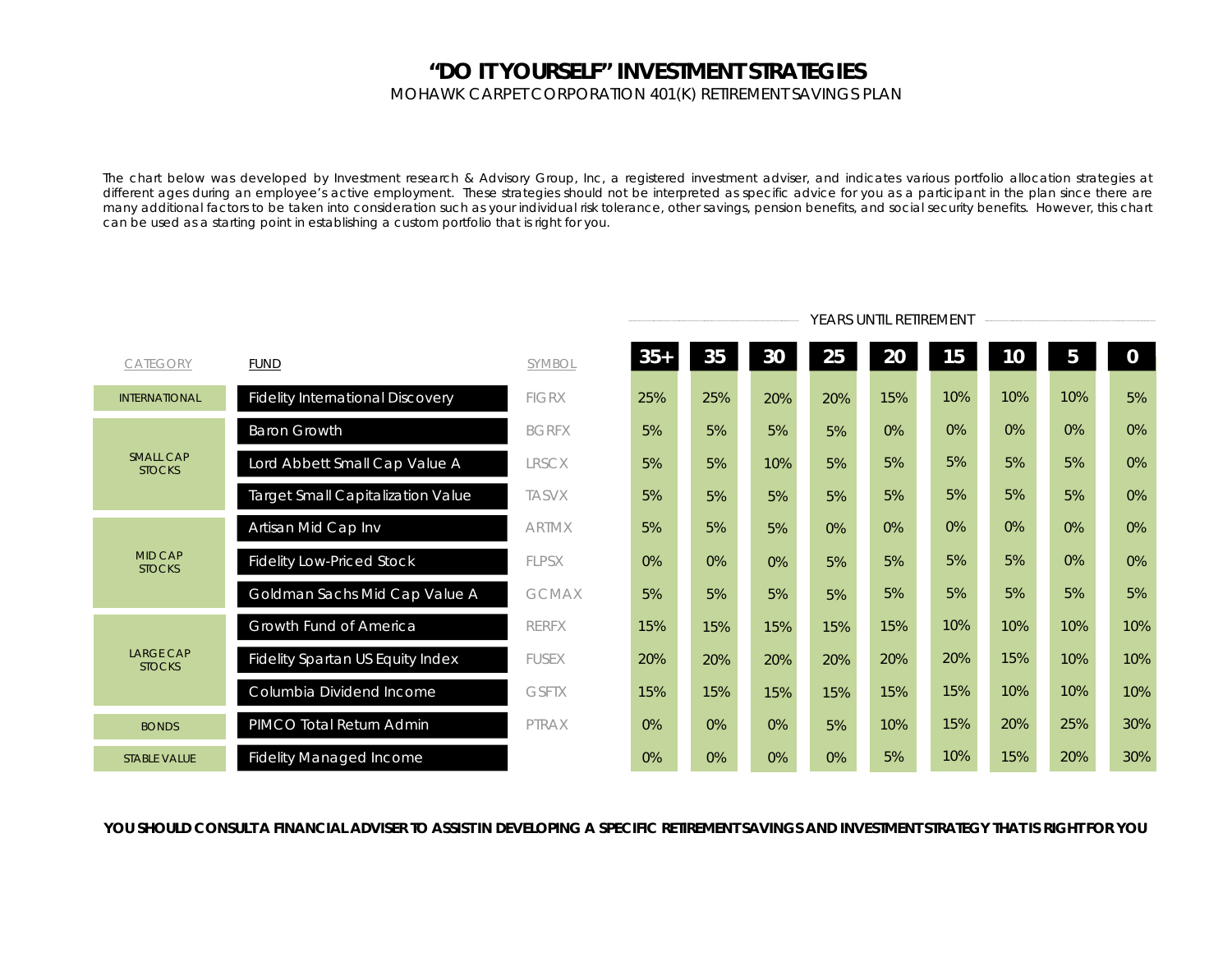# "DO IT YOURSELF" INVESTMENT STRATEGIES

MOHAWK CARPET CORPORATION 401(K) RETIREMENT SAVINGS PLAN

The chart below was developed by Investment research & Advisory Group, Inc, a registered investment adviser, and indicates various portfolio allocation strategies at different ages during an employee's active employment. These strategies should not be interpreted as specific advice for you as a participant in the plan since there are many additional factors to be taken into consideration such as your individual risk tolerance, other savings, pension benefits, and social security benefits. However, this chart can be used as a starting point in establishing a custom portfolio that is right for you.

| CATEGORY | FUND | SYMBOL | YEARS UNTIL RETIREMENT | | | | | | | | |
|---|---|---|---|---|---|---|---|---|---|---|---|
| | | | 35+ | 35 | 30 | 25 | 20 | 15 | 10 | 5 | 0 |
| INTERNATIONAL | Fidelity International Discovery | FIGRX | 25% | 25% | 20% | 20% | 15% | 10% | 10% | 10% | 5% |
| SMALL CAP STOCKS | Baron Growth | BGRFX | 5% | 5% | 5% | 5% | 0% | 0% | 0% | 0% | 0% |
| | Lord Abbett Small Cap Value A | LRSCX | 5% | 5% | 10% | 5% | 5% | 5% | 5% | 5% | 0% |
| | Target Small Capitalization Value | TASVX | 5% | 5% | 5% | 5% | 5% | 5% | 5% | 5% | 0% |
| MID CAP STOCKS | Artisan Mid Cap Inv | ARTMX | 5% | 5% | 5% | 0% | 0% | 0% | 0% | 0% | 0% |
| | Fidelity Low-Priced Stock | FLPSX | 0% | 0% | 0% | 5% | 5% | 5% | 5% | 0% | 0% |
| | Goldman Sachs Mid Cap Value A | GCMAX | 5% | 5% | 5% | 5% | 5% | 5% | 5% | 5% | 5% |
| LARGE CAP STOCKS | Growth Fund of America | RERFX | 15% | 15% | 15% | 15% | 15% | 10% | 10% | 10% | 10% |
| | Fidelity Spartan US Equity Index | FUSEX | 20% | 20% | 20% | 20% | 20% | 20% | 15% | 10% | 10% |
| | Columbia Dividend Income | GSFTX | 15% | 15% | 15% | 15% | 15% | 15% | 10% | 10% | 10% |
| BONDS | PIMCO Total Return Admin | PTRAX | 0% | 0% | 0% | 5% | 10% | 15% | 20% | 25% | 30% |
| STABLE VALUE | Fidelity Managed Income | | 0% | 0% | 0% | 0% | 5% | 10% | 15% | 20% | 30% |

**YOU SHOULD CONSULT A FINANCIAL ADVISER TO ASSIST IN DEVELOPING A SPECIFIC RETIREMENT SAVINGS AND INVESTMENT STRATEGY THAT IS RIGHT FOR YOU**